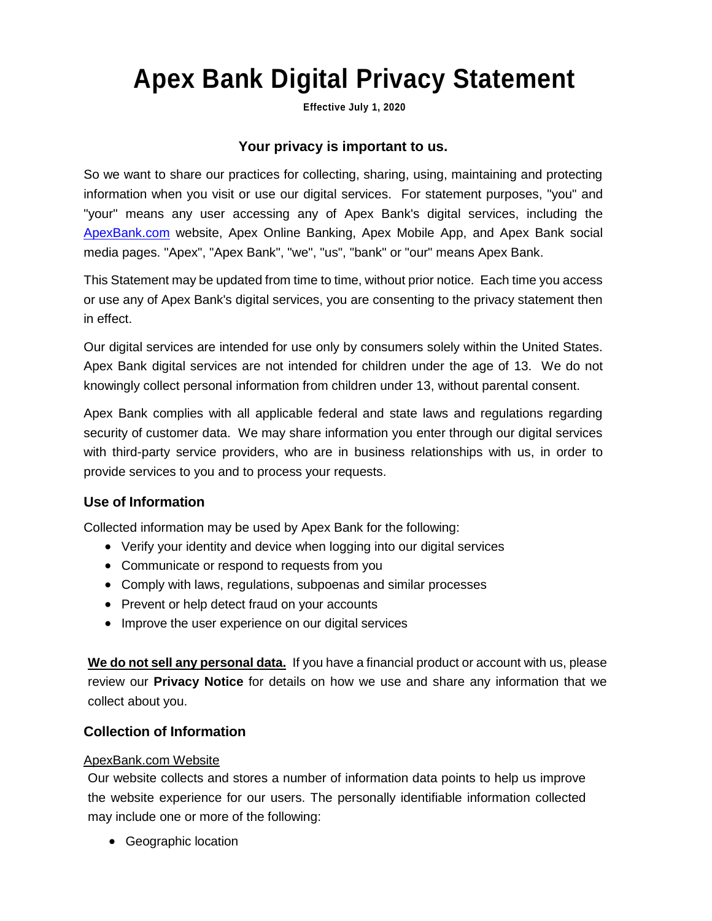# Apex Bank Digital Privacy Statement

**Effective July 1, 2020**

### Your privacy is important to us.

So we want to share our practices for collecting, sharing, using, maintaining and protecting information when you visit or use our digital services. For statement purposes, "you" and "your" means any user accessing any of Apex Bank's digital services, including the [ApexBank.com](ApexBank.com) website, Apex Online Banking, Apex Mobile App, and Apex Bank social media pages. "Apex", "Apex Bank", "we", "us", "bank" or "our" means Apex Bank.

This Statement may be updated from time to time, without prior notice. Each time you access or use any of Apex Bank's digital services, you are consenting to the privacy statement then in effect.

Our digital services are intended for use only by consumers solely within the United States. Apex Bank digital services are not intended for children under the age of 13. We do not knowingly collect personal information from children under 13, without parental consent.

Apex Bank complies with all applicable federal and state laws and regulations regarding security of customer data. We may share information you enter through our digital services with third-party service providers, who are in business relationships with us, in order to provide services to you and to process your requests.

### Use of Information

Collected information may be used by Apex Bank for the following:

- Verify your identity and device when logging into our digital services
- Communicate or respond to requests from you
- Comply with laws, regulations, subpoenas and similar processes
- Prevent or help detect fraud on your accounts
- Improve the user experience on our digital services

**We do not sell any personal data.** If you have a financial product or account with us, please review our **Privacy Notice** for details on how we use and share any information that we collect about you.

### Collection of Information

ApexBank.com Website

Our website collects and stores a number of information data points to help us improve the website experience for our users. The personally identifiable information collected may include one or more of the following:

- Geographic location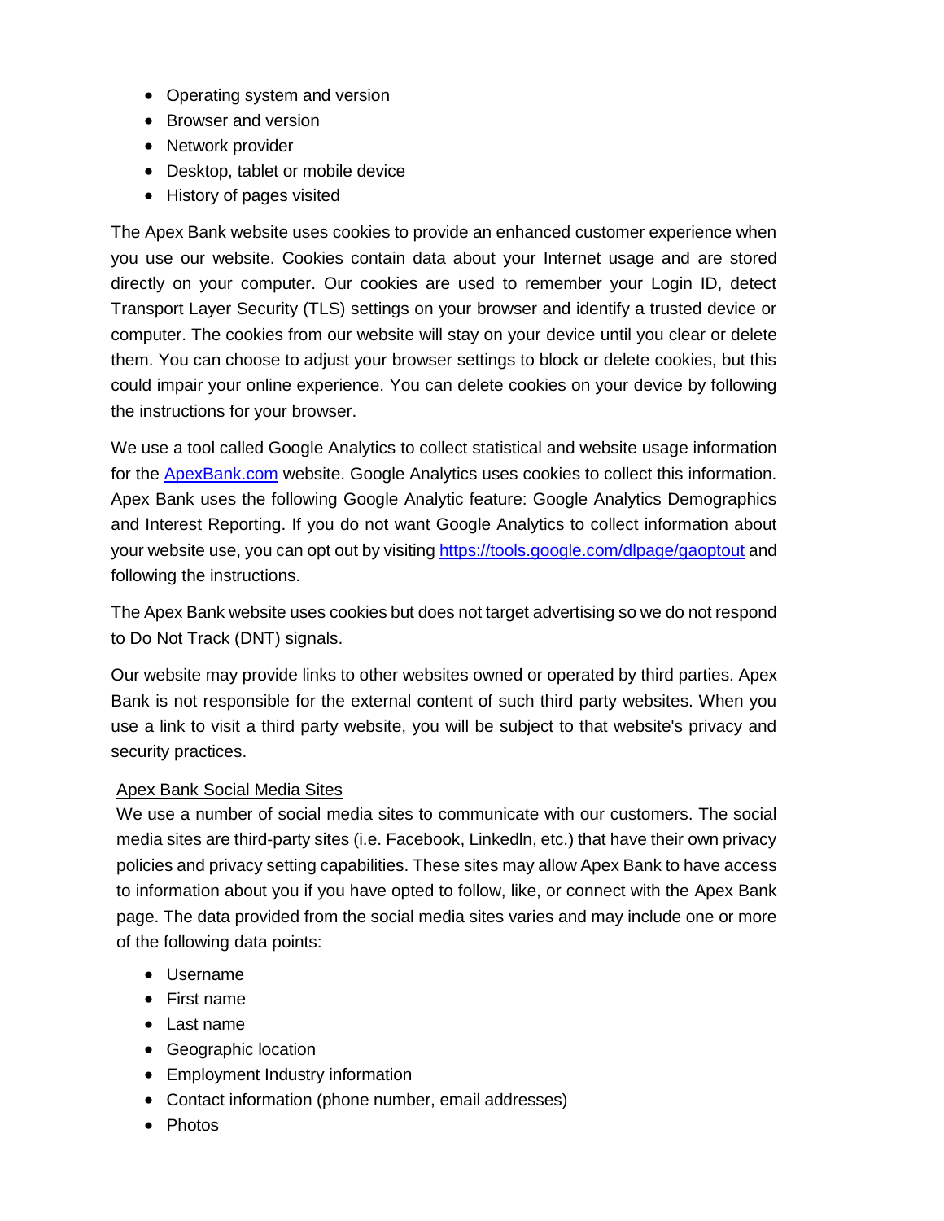- Operating system and version
- Browser and version
- Network provider
- Desktop, tablet or mobile device
- History of pages visited

The Apex Bank website uses cookies to provide an enhanced customer experience when you use our website. Cookies contain data about your Internet usage and are stored directly on your computer. Our cookies are used to remember your Login ID, detect Transport Layer Security (TLS) settings on your browser and identify a trusted device or computer. The cookies from our website will stay on your device until you clear or delete them. You can choose to adjust your browser settings to block or delete cookies, but this could impair your online experience. You can delete cookies on your device by following the instructions for your browser.

We use a tool called Google Analytics to collect statistical and website usage information for the [ApexBank.com](ApexBank.com) website. Google Analytics uses cookies to collect this information. Apex Bank uses the following Google Analytic feature: Google Analytics Demographics and Interest Reporting. If you do not want Google Analytics to collect information about your website use, you can opt out by visiting [https://tools.google.com/dlpage/gaoptout](https://tools.google.com/dlpage/gaoptout) and following the instructions.

The Apex Bank website uses cookies but does not target advertising so we do not respond to Do Not Track (DNT) signals.

Our website may provide links to other websites owned or operated by third parties. Apex Bank is not responsible for the external content of such third party websites. When you use a link to visit a third party website, you will be subject to that website's privacy and security practices.

Apex Bank Social Media Sites

We use a number of social media sites to communicate with our customers. The social media sites are third-party sites (i.e. Facebook, LinkedIn, etc.) that have their own privacy policies and privacy setting capabilities. These sites may allow Apex Bank to have access to information about you if you have opted to follow, like, or connect with the Apex Bank page. The data provided from the social media sites varies and may include one or more of the following data points:

- Username
- First name
- Last name
- Geographic location
- Employment Industry information
- Contact information (phone number, email addresses)
- Photos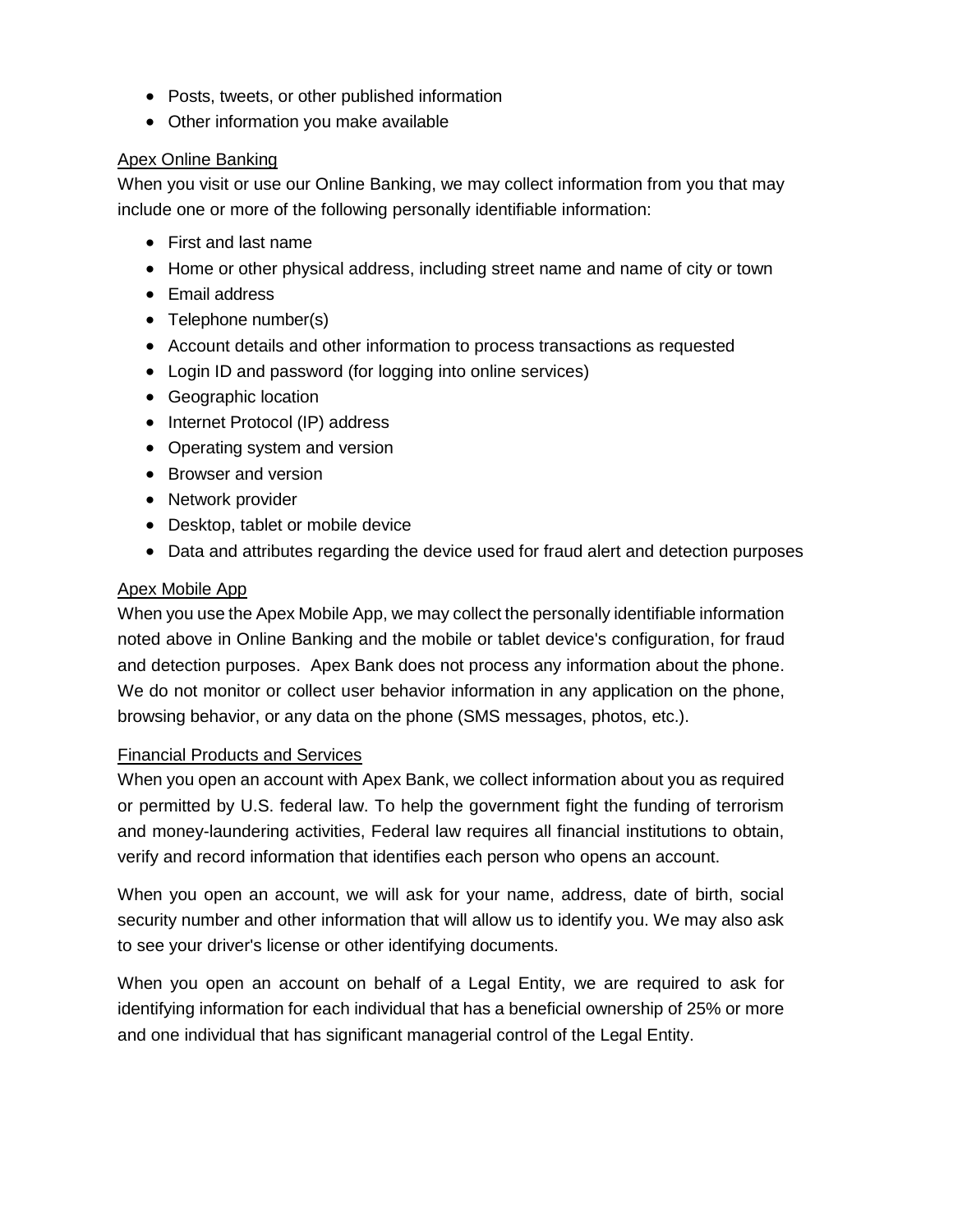- Posts, tweets, or other published information
- Other information you make available

<u>Apex Online Banking</u>

When you visit or use our Online Banking, we may collect information from you that may include one or more of the following personally identifiable information:

- First and last name
- Home or other physical address, including street name and name of city or town
- Email address
- Telephone number(s)
- Account details and other information to process transactions as requested
- Login ID and password (for logging into online services)
- Geographic location
- Internet Protocol (IP) address
- Operating system and version
- Browser and version
- Network provider
- Desktop, tablet or mobile device
- Data and attributes regarding the device used for fraud alert and detection purposes

<u>Apex Mobile App</u>

When you use the Apex Mobile App, we may collect the personally identifiable information noted above in Online Banking and the mobile or tablet device's configuration, for fraud and detection purposes. Apex Bank does not process any information about the phone. We do not monitor or collect user behavior information in any application on the phone, browsing behavior, or any data on the phone (SMS messages, photos, etc.).

<u>Financial Products and Services</u>

When you open an account with Apex Bank, we collect information about you as required or permitted by U.S. federal law. To help the government fight the funding of terrorism and money-laundering activities, Federal law requires all financial institutions to obtain, verify and record information that identifies each person who opens an account.

When you open an account, we will ask for your name, address, date of birth, social security number and other information that will allow us to identify you. We may also ask to see your driver's license or other identifying documents.

When you open an account on behalf of a Legal Entity, we are required to ask for identifying information for each individual that has a beneficial ownership of 25% or more and one individual that has significant managerial control of the Legal Entity.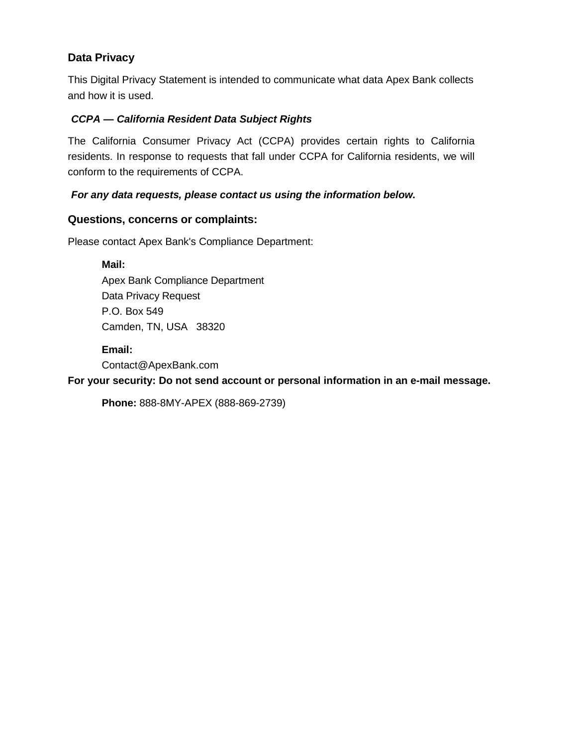## Data Privacy

This Digital Privacy Statement is intended to communicate what data Apex Bank collects and how it is used.

***CCPA — California Resident Data Subject Rights***

The California Consumer Privacy Act (CCPA) provides certain rights to California residents. In response to requests that fall under CCPA for California residents, we will conform to the requirements of CCPA.

***For any data requests, please contact us using the information below.***

## Questions, concerns or complaints:

Please contact Apex Bank's Compliance Department:

**Mail:**
Apex Bank Compliance Department
Data Privacy Request
P.O. Box 549
Camden, TN, USA 38320

**Email:**
Contact@ApexBank.com

**For your security: Do not send account or personal information in an e-mail message.**

**Phone:** 888-8MY-APEX (888-869-2739)